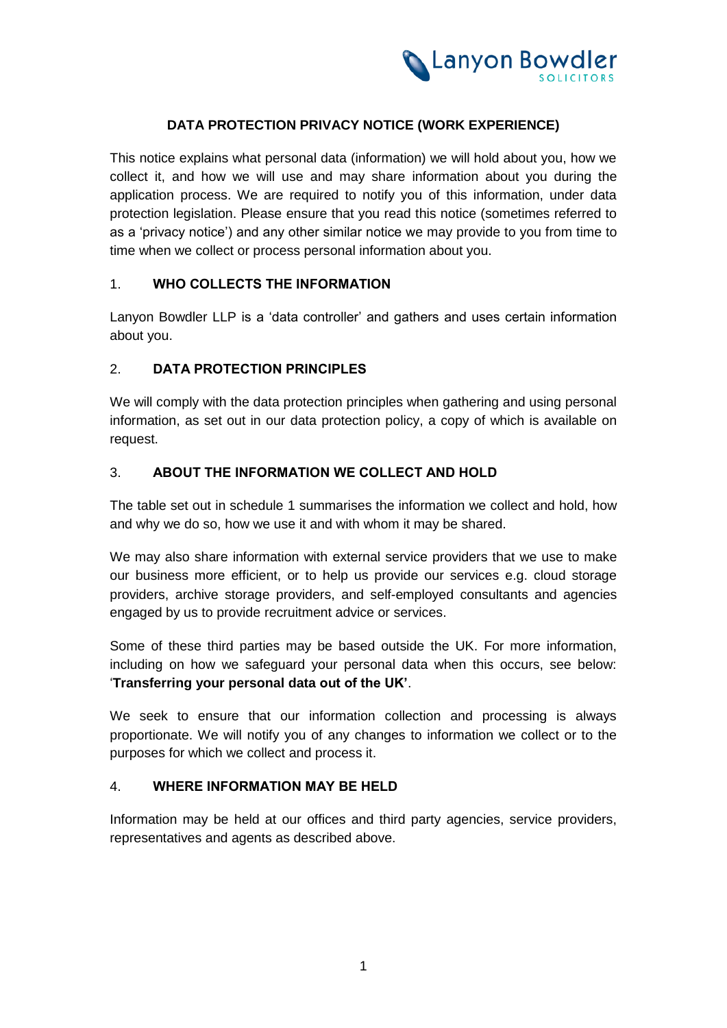# DATA PROTECTION PRIVACY NOTICE (WORK EXPERIENCE)

This notice explains what personal data (information) we will hold about you, how we collect it, and how we will use and may share information about you during the application process. We are required to notify you of this information, under data protection legislation. Please ensure that you read this notice (sometimes referred to as a 'privacy notice') and any other similar notice we may provide to you from time to time when we collect or process personal information about you.

## 1. WHO COLLECTS THE INFORMATION

Lanyon Bowdler LLP is a 'data controller' and gathers and uses certain information about you.

## 2. DATA PROTECTION PRINCIPLES

We will comply with the data protection principles when gathering and using personal information, as set out in our data protection policy, a copy of which is available on request.

## 3. ABOUT THE INFORMATION WE COLLECT AND HOLD

The table set out in schedule 1 summarises the information we collect and hold, how and why we do so, how we use it and with whom it may be shared.

We may also share information with external service providers that we use to make our business more efficient, or to help us provide our services e.g. cloud storage providers, archive storage providers, and self-employed consultants and agencies engaged by us to provide recruitment advice or services.

Some of these third parties may be based outside the UK. For more information, including on how we safeguard your personal data when this occurs, see below: '**Transferring your personal data out of the UK'**.

We seek to ensure that our information collection and processing is always proportionate. We will notify you of any changes to information we collect or to the purposes for which we collect and process it.

## 4. WHERE INFORMATION MAY BE HELD

Information may be held at our offices and third party agencies, service providers, representatives and agents as described above.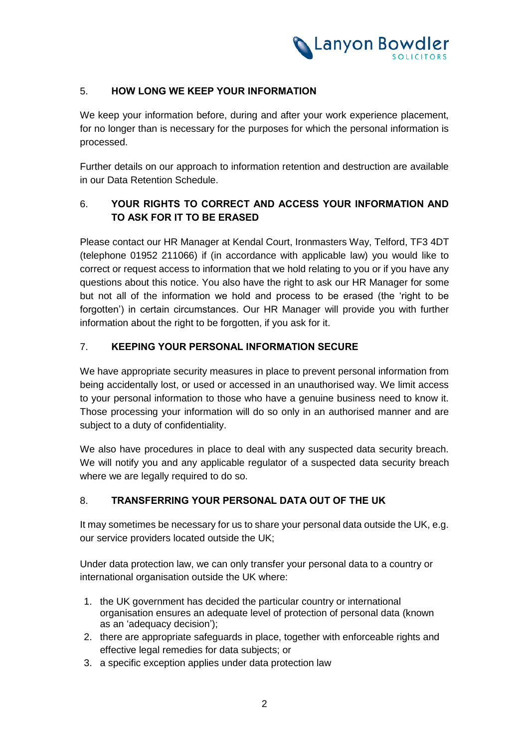## 5. HOW LONG WE KEEP YOUR INFORMATION

We keep your information before, during and after your work experience placement, for no longer than is necessary for the purposes for which the personal information is processed.

Further details on our approach to information retention and destruction are available in our Data Retention Schedule.

## 6. YOUR RIGHTS TO CORRECT AND ACCESS YOUR INFORMATION AND TO ASK FOR IT TO BE ERASED

Please contact our HR Manager at Kendal Court, Ironmasters Way, Telford, TF3 4DT (telephone 01952 211066) if (in accordance with applicable law) you would like to correct or request access to information that we hold relating to you or if you have any questions about this notice. You also have the right to ask our HR Manager for some but not all of the information we hold and process to be erased (the 'right to be forgotten') in certain circumstances. Our HR Manager will provide you with further information about the right to be forgotten, if you ask for it.

## 7. KEEPING YOUR PERSONAL INFORMATION SECURE

We have appropriate security measures in place to prevent personal information from being accidentally lost, or used or accessed in an unauthorised way. We limit access to your personal information to those who have a genuine business need to know it. Those processing your information will do so only in an authorised manner and are subject to a duty of confidentiality.

We also have procedures in place to deal with any suspected data security breach. We will notify you and any applicable regulator of a suspected data security breach where we are legally required to do so.

## 8. TRANSFERRING YOUR PERSONAL DATA OUT OF THE UK

It may sometimes be necessary for us to share your personal data outside the UK, e.g. our service providers located outside the UK;

Under data protection law, we can only transfer your personal data to a country or international organisation outside the UK where:

1. the UK government has decided the particular country or international organisation ensures an adequate level of protection of personal data (known as an 'adequacy decision');
2. there are appropriate safeguards in place, together with enforceable rights and effective legal remedies for data subjects; or
3. a specific exception applies under data protection law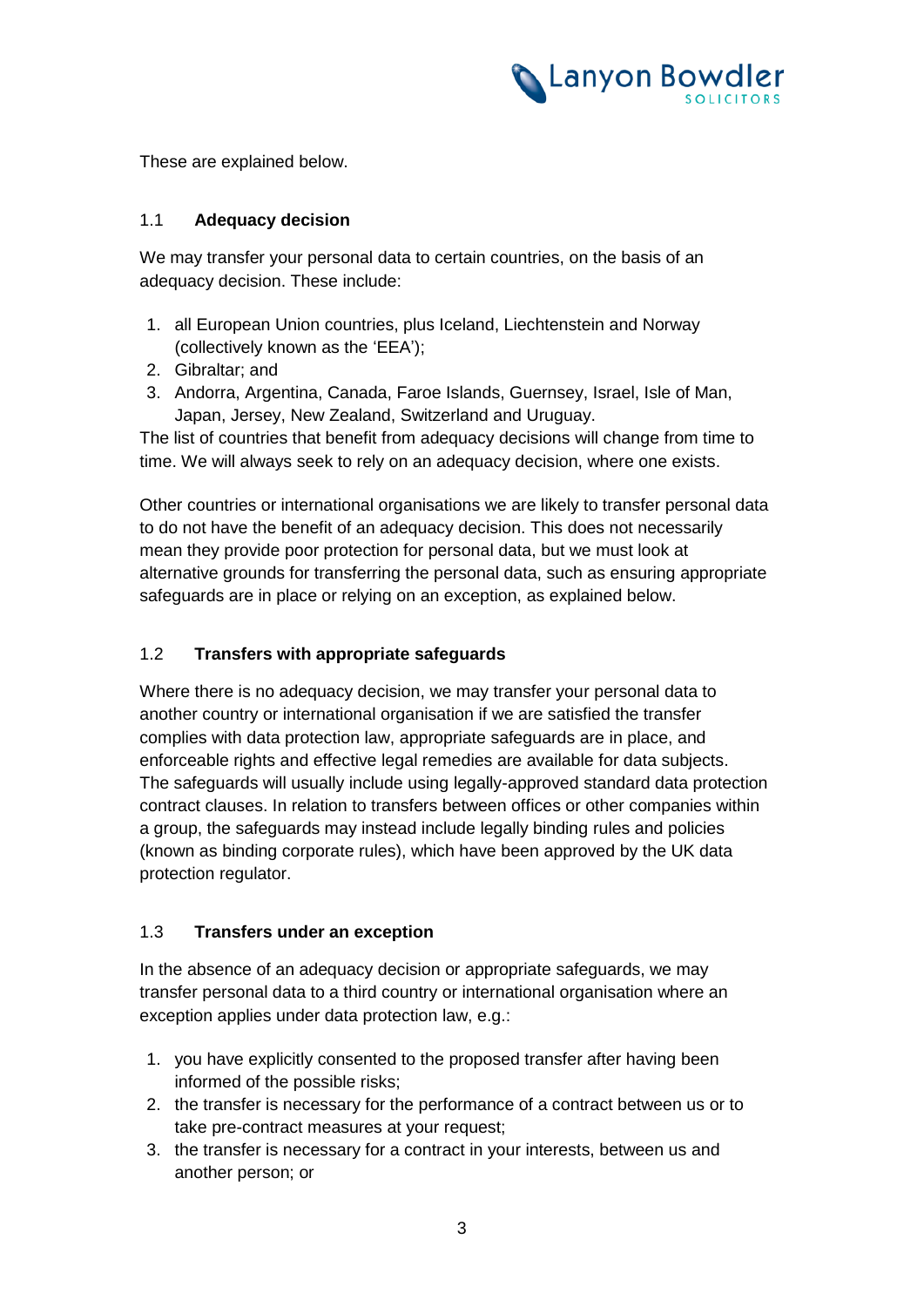These are explained below.

### 1.1 Adequacy decision

We may transfer your personal data to certain countries, on the basis of an adequacy decision. These include:

1. all European Union countries, plus Iceland, Liechtenstein and Norway (collectively known as the 'EEA');
2. Gibraltar; and
3. Andorra, Argentina, Canada, Faroe Islands, Guernsey, Israel, Isle of Man, Japan, Jersey, New Zealand, Switzerland and Uruguay.

The list of countries that benefit from adequacy decisions will change from time to time. We will always seek to rely on an adequacy decision, where one exists.

Other countries or international organisations we are likely to transfer personal data to do not have the benefit of an adequacy decision. This does not necessarily mean they provide poor protection for personal data, but we must look at alternative grounds for transferring the personal data, such as ensuring appropriate safeguards are in place or relying on an exception, as explained below.

### 1.2 Transfers with appropriate safeguards

Where there is no adequacy decision, we may transfer your personal data to another country or international organisation if we are satisfied the transfer complies with data protection law, appropriate safeguards are in place, and enforceable rights and effective legal remedies are available for data subjects. The safeguards will usually include using legally-approved standard data protection contract clauses. In relation to transfers between offices or other companies within a group, the safeguards may instead include legally binding rules and policies (known as binding corporate rules), which have been approved by the UK data protection regulator.

### 1.3 Transfers under an exception

In the absence of an adequacy decision or appropriate safeguards, we may transfer personal data to a third country or international organisation where an exception applies under data protection law, e.g.:

1. you have explicitly consented to the proposed transfer after having been informed of the possible risks;
2. the transfer is necessary for the performance of a contract between us or to take pre-contract measures at your request;
3. the transfer is necessary for a contract in your interests, between us and another person; or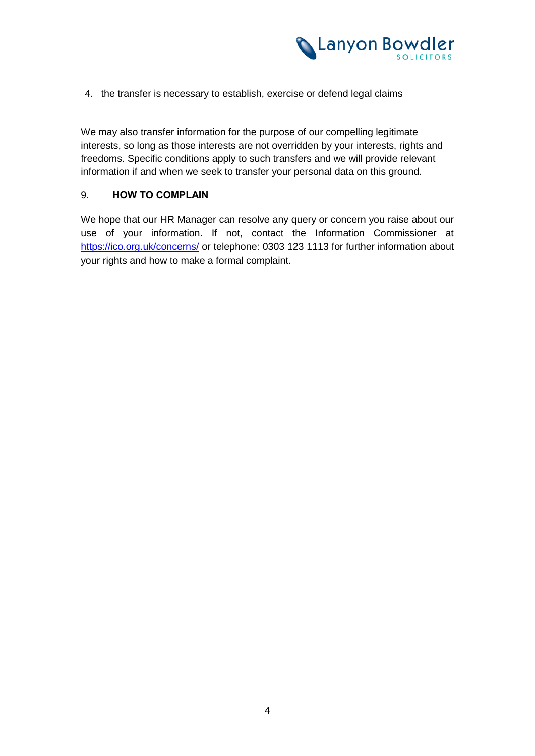4. the transfer is necessary to establish, exercise or defend legal claims

We may also transfer information for the purpose of our compelling legitimate interests, so long as those interests are not overridden by your interests, rights and freedoms. Specific conditions apply to such transfers and we will provide relevant information if and when we seek to transfer your personal data on this ground.

## 9. HOW TO COMPLAIN

We hope that our HR Manager can resolve any query or concern you raise about our use of your information. If not, contact the Information Commissioner at https://ico.org.uk/concerns/ or telephone: 0303 123 1113 for further information about your rights and how to make a formal complaint.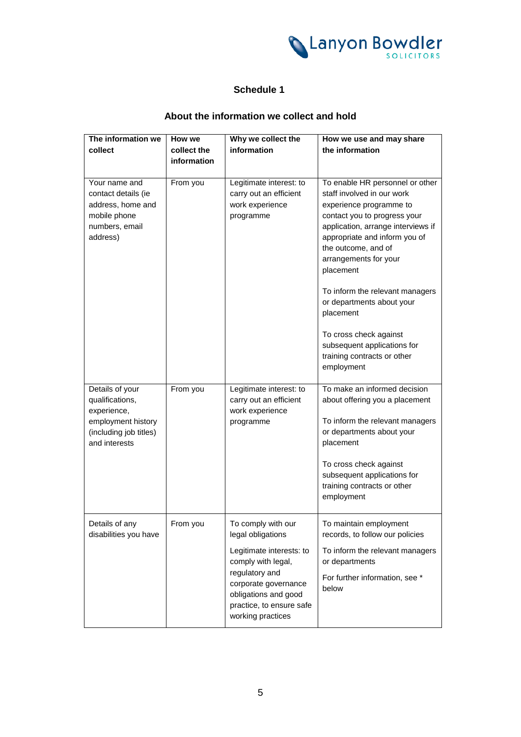## Schedule 1

### About the information we collect and hold

| The information we collect | How we collect the information | Why we collect the information | How we use and may share the information |
|---|---|---|---|
| Your name and contact details (ie address, home and mobile phone numbers, email address) | From you | Legitimate interest: to carry out an efficient work experience programme | To enable HR personnel or other staff involved in our work experience programme to contact you to progress your application, arrange interviews if appropriate and inform you of the outcome, and of arrangements for your placement<br><br>To inform the relevant managers or departments about your placement<br><br>To cross check against subsequent applications for training contracts or other employment |
| Details of your qualifications, experience, employment history (including job titles) and interests | From you | Legitimate interest: to carry out an efficient work experience programme | To make an informed decision about offering you a placement<br><br>To inform the relevant managers or departments about your placement<br><br>To cross check against subsequent applications for training contracts or other employment |
| Details of any disabilities you have | From you | To comply with our legal obligations<br><br>Legitimate interests: to comply with legal, regulatory and corporate governance obligations and good practice, to ensure safe working practices | To maintain employment records, to follow our policies<br><br>To inform the relevant managers or departments<br><br>For further information, see * below |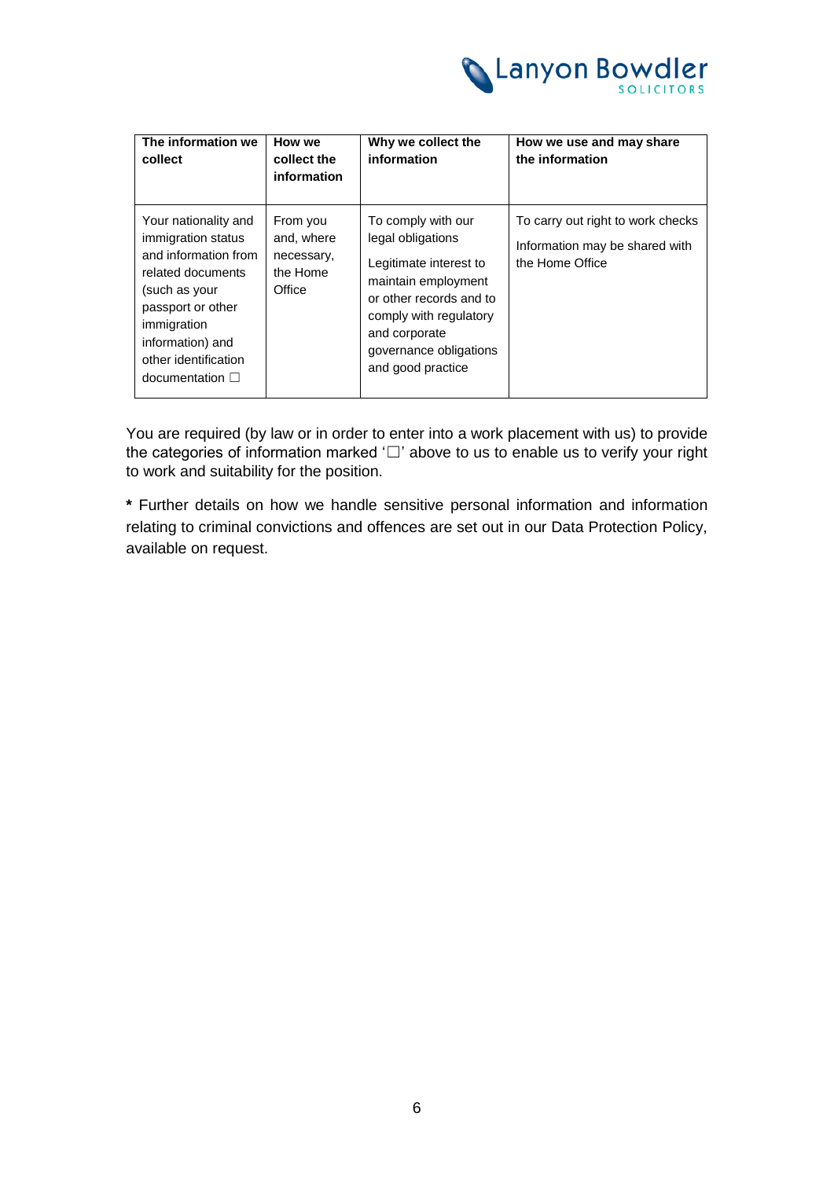| The information we collect | How we collect the information | Why we collect the information | How we use and may share the information |
|---|---|---|---|
| Your nationality and immigration status and information from related documents (such as your passport or other immigration information) and other identification documentation ☐ | From you and, where necessary, the Home Office | To comply with our legal obligations<br><br>Legitimate interest to maintain employment or other records and to comply with regulatory and corporate governance obligations and good practice | To carry out right to work checks<br><br>Information may be shared with the Home Office |

You are required (by law or in order to enter into a work placement with us) to provide the categories of information marked '☐' above to us to enable us to verify your right to work and suitability for the position.

**\*** Further details on how we handle sensitive personal information and information relating to criminal convictions and offences are set out in our Data Protection Policy, available on request.